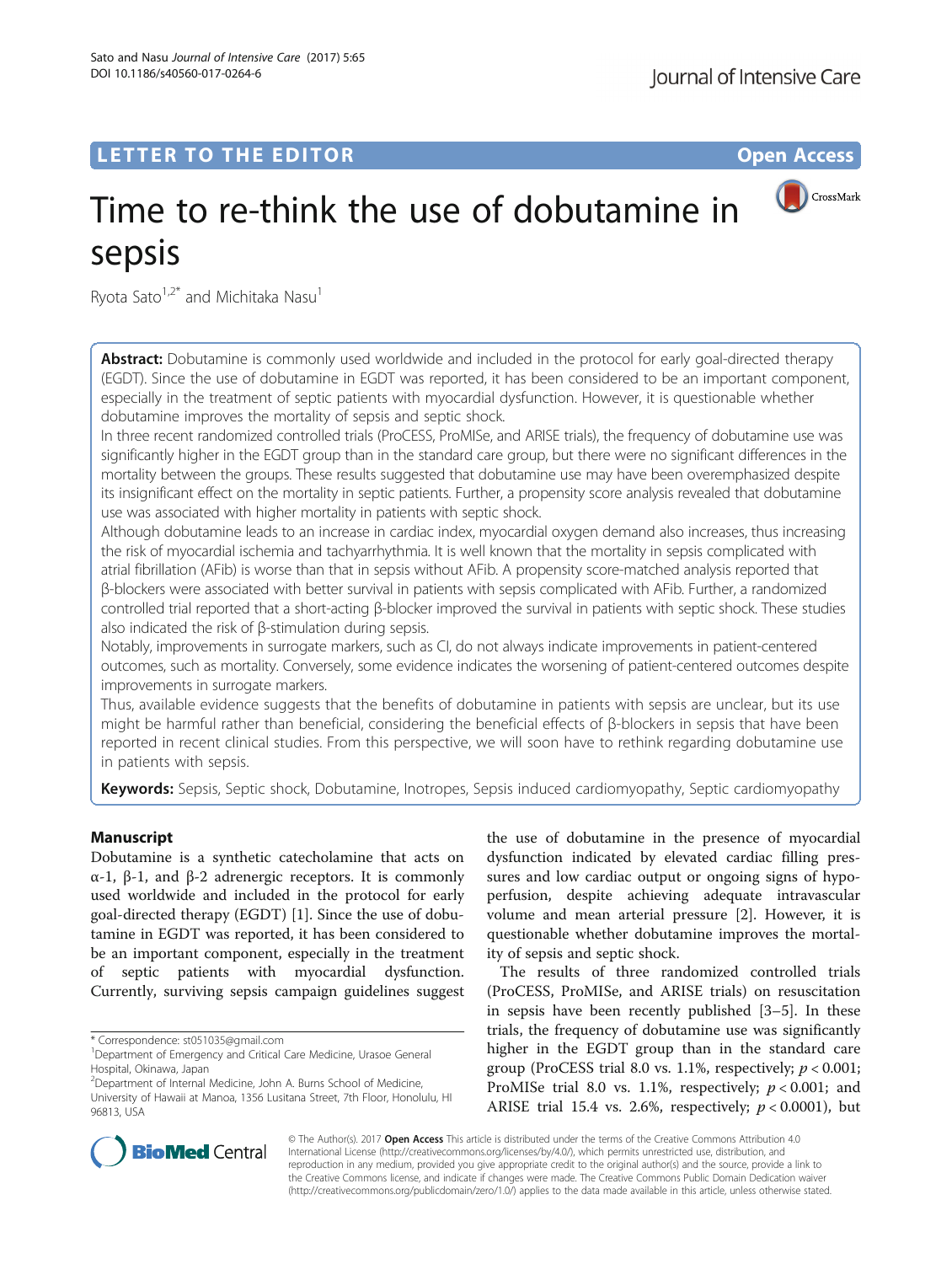LETTER TO THE EDITOR

Open Access

# Time to re-think the use of dobutamine in sepsis

Ryota Sato[1,2*] and Michitaka Nasu[1]

**Abstract:** Dobutamine is commonly used worldwide and included in the protocol for early goal-directed therapy (EGDT). Since the use of dobutamine in EGDT was reported, it has been considered to be an important component, especially in the treatment of septic patients with myocardial dysfunction. However, it is questionable whether dobutamine improves the mortality of sepsis and septic shock.

In three recent randomized controlled trials (ProCESS, ProMISe, and ARISE trials), the frequency of dobutamine use was significantly higher in the EGDT group than in the standard care group, but there were no significant differences in the mortality between the groups. These results suggested that dobutamine use may have been overemphasized despite its insignificant effect on the mortality in septic patients. Further, a propensity score analysis revealed that dobutamine use was associated with higher mortality in patients with septic shock.

Although dobutamine leads to an increase in cardiac index, myocardial oxygen demand also increases, thus increasing the risk of myocardial ischemia and tachyarrhythmia. It is well known that the mortality in sepsis complicated with atrial fibrillation (AFib) is worse than that in sepsis without AFib. A propensity score-matched analysis reported that β-blockers were associated with better survival in patients with sepsis complicated with AFib. Further, a randomized controlled trial reported that a short-acting β-blocker improved the survival in patients with septic shock. These studies also indicated the risk of β-stimulation during sepsis.

Notably, improvements in surrogate markers, such as CI, do not always indicate improvements in patient-centered outcomes, such as mortality. Conversely, some evidence indicates the worsening of patient-centered outcomes despite improvements in surrogate markers.

Thus, available evidence suggests that the benefits of dobutamine in patients with sepsis are unclear, but its use might be harmful rather than beneficial, considering the beneficial effects of β-blockers in sepsis that have been reported in recent clinical studies. From this perspective, we will soon have to rethink regarding dobutamine use in patients with sepsis.

**Keywords:** Sepsis, Septic shock, Dobutamine, Inotropes, Sepsis induced cardiomyopathy, Septic cardiomyopathy

## Manuscript

Dobutamine is a synthetic catecholamine that acts on α-1, β-1, and β-2 adrenergic receptors. It is commonly used worldwide and included in the protocol for early goal-directed therapy (EGDT) [1]. Since the use of dobutamine in EGDT was reported, it has been considered to be an important component, especially in the treatment of septic patients with myocardial dysfunction. Currently, surviving sepsis campaign guidelines suggest the use of dobutamine in the presence of myocardial dysfunction indicated by elevated cardiac filling pressures and low cardiac output or ongoing signs of hypoperfusion, despite achieving adequate intravascular volume and mean arterial pressure [2]. However, it is questionable whether dobutamine improves the mortality of sepsis and septic shock.

The results of three randomized controlled trials (ProCESS, ProMISe, and ARISE trials) on resuscitation in sepsis have been recently published [3–5]. In these trials, the frequency of dobutamine use was significantly higher in the EGDT group than in the standard care group (ProCESS trial 8.0 vs. 1.1%, respectively; $p < 0.001$; ProMISe trial 8.0 vs. 1.1%, respectively; $p < 0.001$; and ARISE trial 15.4 vs. 2.6%, respectively; $p < 0.0001$), but

* Correspondence: st051035@gmail.com

[1]Department of Emergency and Critical Care Medicine, Urasoe General Hospital, Okinawa, Japan

[2]Department of Internal Medicine, John A. Burns School of Medicine, University of Hawaii at Manoa, 1356 Lusitana Street, 7th Floor, Honolulu, HI 96813, USA

© The Author(s). 2017 **Open Access** This article is distributed under the terms of the Creative Commons Attribution 4.0 International License (http://creativecommons.org/licenses/by/4.0/), which permits unrestricted use, distribution, and reproduction in any medium, provided you give appropriate credit to the original author(s) and the source, provide a link to the Creative Commons license, and indicate if changes were made. The Creative Commons Public Domain Dedication waiver (http://creativecommons.org/publicdomain/zero/1.0/) applies to the data made available in this article, unless otherwise stated.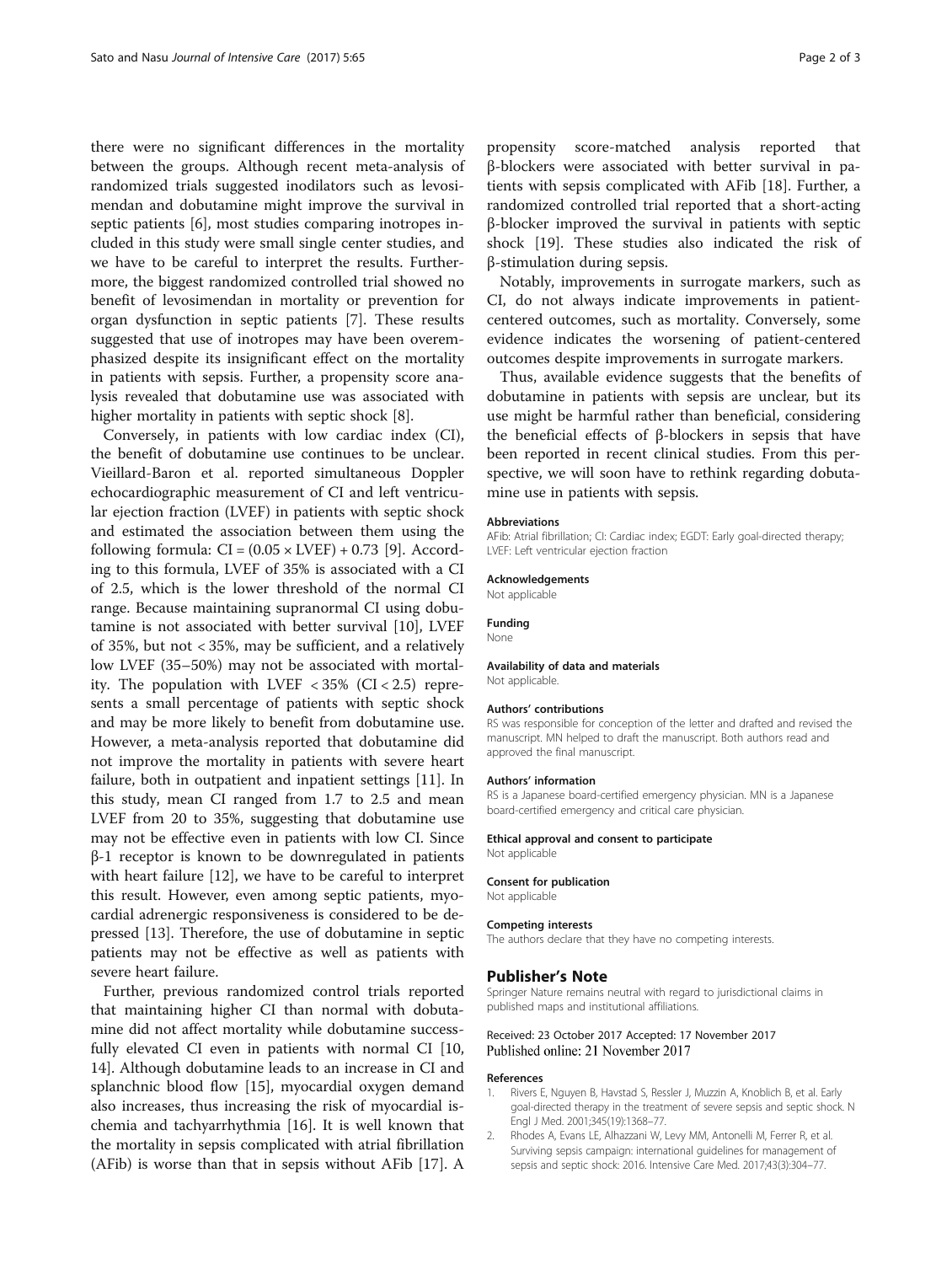there were no significant differences in the mortality between the groups. Although recent meta-analysis of randomized trials suggested inodilators such as levosimendan and dobutamine might improve the survival in septic patients [6], most studies comparing inotropes included in this study were small single center studies, and we have to be careful to interpret the results. Furthermore, the biggest randomized controlled trial showed no benefit of levosimendan in mortality or prevention for organ dysfunction in septic patients [7]. These results suggested that use of inotropes may have been overemphasized despite its insignificant effect on the mortality in patients with sepsis. Further, a propensity score analysis revealed that dobutamine use was associated with higher mortality in patients with septic shock [8].

Conversely, in patients with low cardiac index (CI), the benefit of dobutamine use continues to be unclear. Vieillard-Baron et al. reported simultaneous Doppler echocardiographic measurement of CI and left ventricular ejection fraction (LVEF) in patients with septic shock and estimated the association between them using the following formula: $CI = (0.05 \times LVEF) + 0.73$ [9]. According to this formula, LVEF of 35% is associated with a CI of 2.5, which is the lower threshold of the normal CI range. Because maintaining supranormal CI using dobutamine is not associated with better survival [10], LVEF of 35%, but not < 35%, may be sufficient, and a relatively low LVEF (35–50%) may not be associated with mortality. The population with LVEF < 35% (CI < 2.5) represents a small percentage of patients with septic shock and may be more likely to benefit from dobutamine use. However, a meta-analysis reported that dobutamine did not improve the mortality in patients with severe heart failure, both in outpatient and inpatient settings [11]. In this study, mean CI ranged from 1.7 to 2.5 and mean LVEF from 20 to 35%, suggesting that dobutamine use may not be effective even in patients with low CI. Since β-1 receptor is known to be downregulated in patients with heart failure [12], we have to be careful to interpret this result. However, even among septic patients, myocardial adrenergic responsiveness is considered to be depressed [13]. Therefore, the use of dobutamine in septic patients may not be effective as well as patients with severe heart failure.

Further, previous randomized control trials reported that maintaining higher CI than normal with dobutamine did not affect mortality while dobutamine successfully elevated CI even in patients with normal CI [10, 14]. Although dobutamine leads to an increase in CI and splanchnic blood flow [15], myocardial oxygen demand also increases, thus increasing the risk of myocardial ischemia and tachyarrhythmia [16]. It is well known that the mortality in sepsis complicated with atrial fibrillation (AFib) is worse than that in sepsis without AFib [17]. A propensity score-matched analysis reported that β-blockers were associated with better survival in patients with sepsis complicated with AFib [18]. Further, a randomized controlled trial reported that a short-acting β-blocker improved the survival in patients with septic shock [19]. These studies also indicated the risk of β-stimulation during sepsis.

Notably, improvements in surrogate markers, such as CI, do not always indicate improvements in patient-centered outcomes, such as mortality. Conversely, some evidence indicates the worsening of patient-centered outcomes despite improvements in surrogate markers.

Thus, available evidence suggests that the benefits of dobutamine in patients with sepsis are unclear, but its use might be harmful rather than beneficial, considering the beneficial effects of β-blockers in sepsis that have been reported in recent clinical studies. From this perspective, we will soon have to rethink regarding dobutamine use in patients with sepsis.

#### Abbreviations
AFib: Atrial fibrillation; CI: Cardiac index; EGDT: Early goal-directed therapy; LVEF: Left ventricular ejection fraction

#### Acknowledgements
Not applicable

#### Funding
None

#### Availability of data and materials
Not applicable.

#### Authors' contributions
RS was responsible for conception of the letter and drafted and revised the manuscript. MN helped to draft the manuscript. Both authors read and approved the final manuscript.

#### Authors' information
RS is a Japanese board-certified emergency physician. MN is a Japanese board-certified emergency and critical care physician.

#### Ethical approval and consent to participate
Not applicable

#### Consent for publication
Not applicable

#### Competing interests
The authors declare that they have no competing interests.

## Publisher's Note
Springer Nature remains neutral with regard to jurisdictional claims in published maps and institutional affiliations.

Received: 23 October 2017 Accepted: 17 November 2017
Published online: 21 November 2017

## References
1. Rivers E, Nguyen B, Havstad S, Ressler J, Muzzin A, Knoblich B, et al. Early goal-directed therapy in the treatment of severe sepsis and septic shock. N Engl J Med. 2001;345(19):1368–77.
2. Rhodes A, Evans LE, Alhazzani W, Levy MM, Antonelli M, Ferrer R, et al. Surviving sepsis campaign: international guidelines for management of sepsis and septic shock: 2016. Intensive Care Med. 2017;43(3):304–77.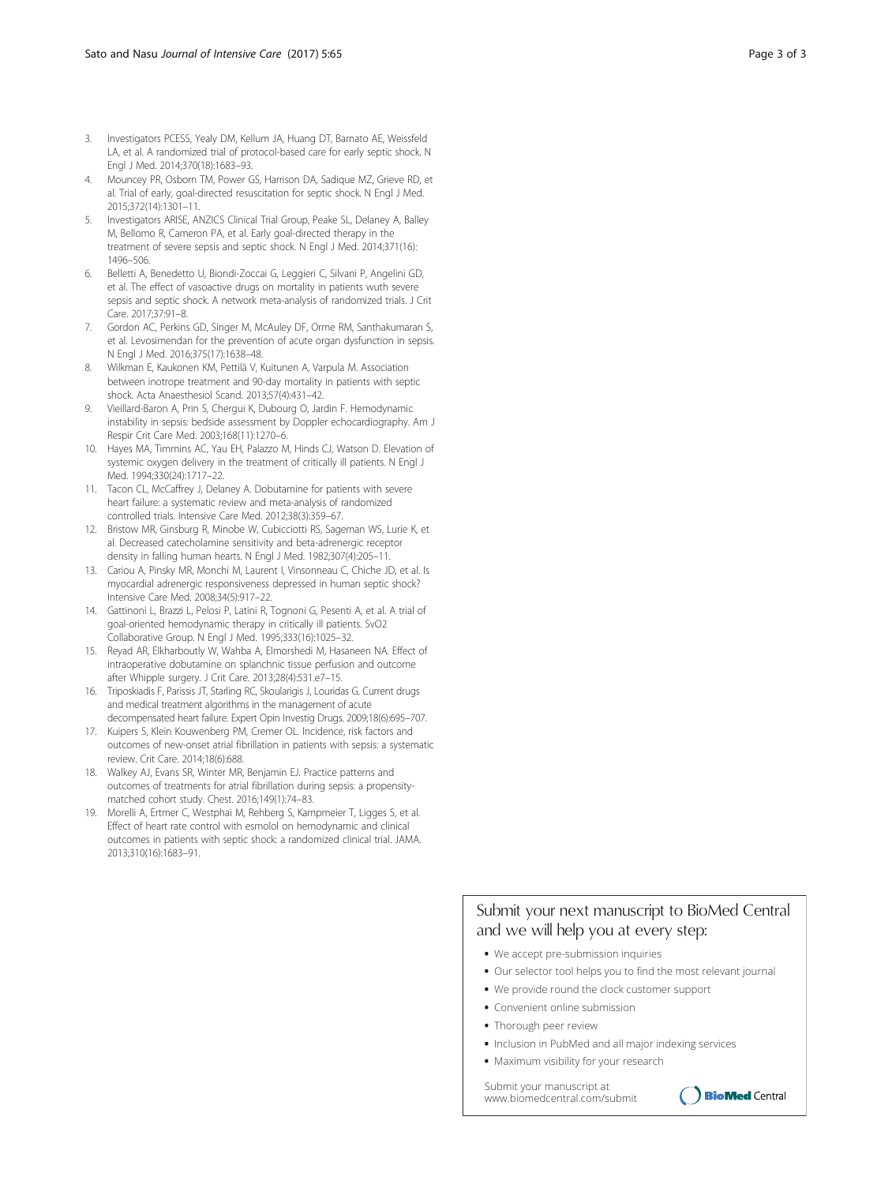3. Investigators PCESS, Yealy DM, Kellum JA, Huang DT, Barnato AE, Weissfeld LA, et al. A randomized trial of protocol-based care for early septic shock. N Engl J Med. 2014;370(18):1683–93.
4. Mouncey PR, Osborn TM, Power GS, Harrison DA, Sadique MZ, Grieve RD, et al. Trial of early, goal-directed resuscitation for septic shock. N Engl J Med. 2015;372(14):1301–11.
5. Investigators ARISE, ANZICS Clinical Trial Group, Peake SL, Delaney A, Bailey M, Bellomo R, Cameron PA, et al. Early goal-directed therapy in the treatment of severe sepsis and septic shock. N Engl J Med. 2014;371(16):1496–506.
6. Belletti A, Benedetto U, Biondi-Zoccai G, Leggieri C, Silvani P, Angelini GD, et al. The effect of vasoactive drugs on mortality in patients wuth severe sepsis and septic shock. A network meta-analysis of randomized trials. J Crit Care. 2017;37:91–8.
7. Gordon AC, Perkins GD, Singer M, McAuley DF, Orme RM, Santhakumaran S, et al. Levosimendan for the prevention of acute organ dysfunction in sepsis. N Engl J Med. 2016;375(17):1638–48.
8. Wilkman E, Kaukonen KM, Pettilä V, Kuitunen A, Varpula M. Association between inotrope treatment and 90-day mortality in patients with septic shock. Acta Anaesthesiol Scand. 2013;57(4):431–42.
9. Vieillard-Baron A, Prin S, Chergui K, Dubourg O, Jardin F. Hemodynamic instability in sepsis: bedside assessment by Doppler echocardiography. Am J Respir Crit Care Med. 2003;168(11):1270–6.
10. Hayes MA, Timmins AC, Yau EH, Palazzo M, Hinds CJ, Watson D. Elevation of systemic oxygen delivery in the treatment of critically ill patients. N Engl J Med. 1994;330(24):1717–22.
11. Tacon CL, McCaffrey J, Delaney A. Dobutamine for patients with severe heart failure: a systematic review and meta-analysis of randomized controlled trials. Intensive Care Med. 2012;38(3):359–67.
12. Bristow MR, Ginsburg R, Minobe W, Cubicciotti RS, Sageman WS, Lurie K, et al. Decreased catecholamine sensitivity and beta-adrenergic receptor density in falling human hearts. N Engl J Med. 1982;307(4):205–11.
13. Cariou A, Pinsky MR, Monchi M, Laurent I, Vinsonneau C, Chiche JD, et al. Is myocardial adrenergic responsiveness depressed in human septic shock? Intensive Care Med. 2008;34(5):917–22.
14. Gattinoni L, Brazzi L, Pelosi P, Latini R, Tognoni G, Pesenti A, et al. A trial of goal-oriented hemodynamic therapy in critically ill patients. SvO2 Collaborative Group. N Engl J Med. 1995;333(16):1025–32.
15. Reyad AR, Elkharboutly W, Wahba A, Elmorshedi M, Hasaneen NA. Effect of intraoperative dobutamine on splanchnic tissue perfusion and outcome after Whipple surgery. J Crit Care. 2013;28(4):531.e7–15.
16. Triposkiadis F, Parissis JT, Starling RC, Skoularigis J, Louridas G. Current drugs and medical treatment algorithms in the management of acute decompensated heart failure. Expert Opin Investig Drugs. 2009;18(6):695–707.
17. Kuipers S, Klein Klouwenberg PM, Cremer OL. Incidence, risk factors and outcomes of new-onset atrial fibrillation in patients with sepsis: a systematic review. Crit Care. 2014;18(6):688.
18. Walkey AJ, Evans SR, Winter MR, Benjamin EJ. Practice patterns and outcomes of treatments for atrial fibrillation during sepsis: a propensity-matched cohort study. Chest. 2016;149(1):74–83.
19. Morelli A, Ertmer C, Westphal M, Rehberg S, Kampmeier T, Ligges S, et al. Effect of heart rate control with esmolol on hemodynamic and clinical outcomes in patients with septic shock: a randomized clinical trial. JAMA. 2013;310(16):1683–91.

Submit your next manuscript to BioMed Central and we will help you at every step:

- We accept pre-submission inquiries
- Our selector tool helps you to find the most relevant journal
- We provide round the clock customer support
- Convenient online submission
- Thorough peer review
- Inclusion in PubMed and all major indexing services
- Maximum visibility for your research

Submit your manuscript at www.biomedcentral.com/submit

BioMed Central